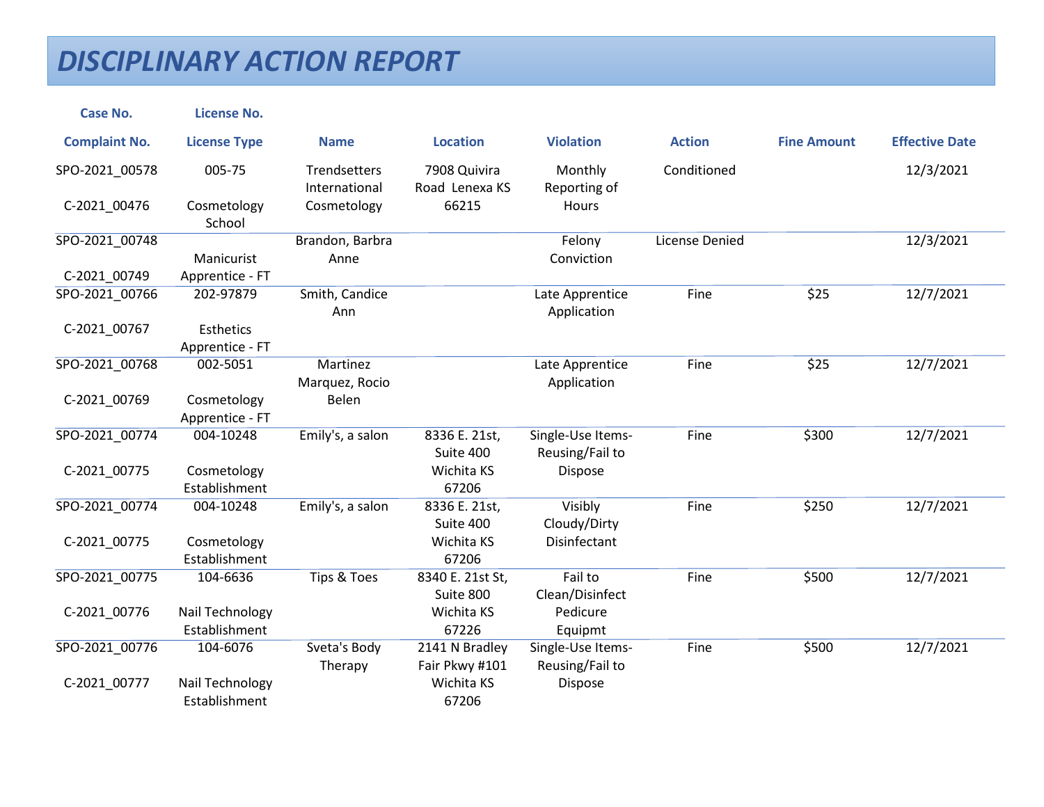# DISCIPLINARY ACTION REPORT

| Case No. / Complaint No. | License No. / License Type | Name | Location | Violation | Action | Fine Amount | Effective Date |
|---|---|---|---|---|---|---|---|
| SPO-2021_00578 / C-2021_00476 | 005-75 / Cosmetology School | Trendsetters International Cosmetology | 7908 Quivira Road Lenexa KS 66215 | Monthly Reporting of Hours | Conditioned | | 12/3/2021 |
| SPO-2021_00748 / C-2021_00749 | Manicurist Apprentice - FT | Brandon, Barbra Anne | | Felony Conviction | License Denied | | 12/3/2021 |
| SPO-2021_00766 / C-2021_00767 | 202-97879 / Esthetics Apprentice - FT | Smith, Candice Ann | | Late Apprentice Application | Fine | $25 | 12/7/2021 |
| SPO-2021_00768 / C-2021_00769 | 002-5051 / Cosmetology Apprentice - FT | Martinez Marquez, Rocio Belen | | Late Apprentice Application | Fine | $25 | 12/7/2021 |
| SPO-2021_00774 / C-2021_00775 | 004-10248 / Cosmetology Establishment | Emily's, a salon | 8336 E. 21st, Suite 400 Wichita KS 67206 | Single-Use Items-Reusing/Fail to Dispose | Fine | $300 | 12/7/2021 |
| SPO-2021_00774 / C-2021_00775 | 004-10248 / Cosmetology Establishment | Emily's, a salon | 8336 E. 21st, Suite 400 Wichita KS 67206 | Visibly Cloudy/Dirty Disinfectant | Fine | $250 | 12/7/2021 |
| SPO-2021_00775 / C-2021_00776 | 104-6636 / Nail Technology Establishment | Tips & Toes | 8340 E. 21st St, Suite 800 Wichita KS 67226 | Fail to Clean/Disinfect Pedicure Equipmt | Fine | $500 | 12/7/2021 |
| SPO-2021_00776 / C-2021_00777 | 104-6076 / Nail Technology Establishment | Sveta's Body Therapy | 2141 N Bradley Fair Pkwy #101 Wichita KS 67206 | Single-Use Items-Reusing/Fail to Dispose | Fine | $500 | 12/7/2021 |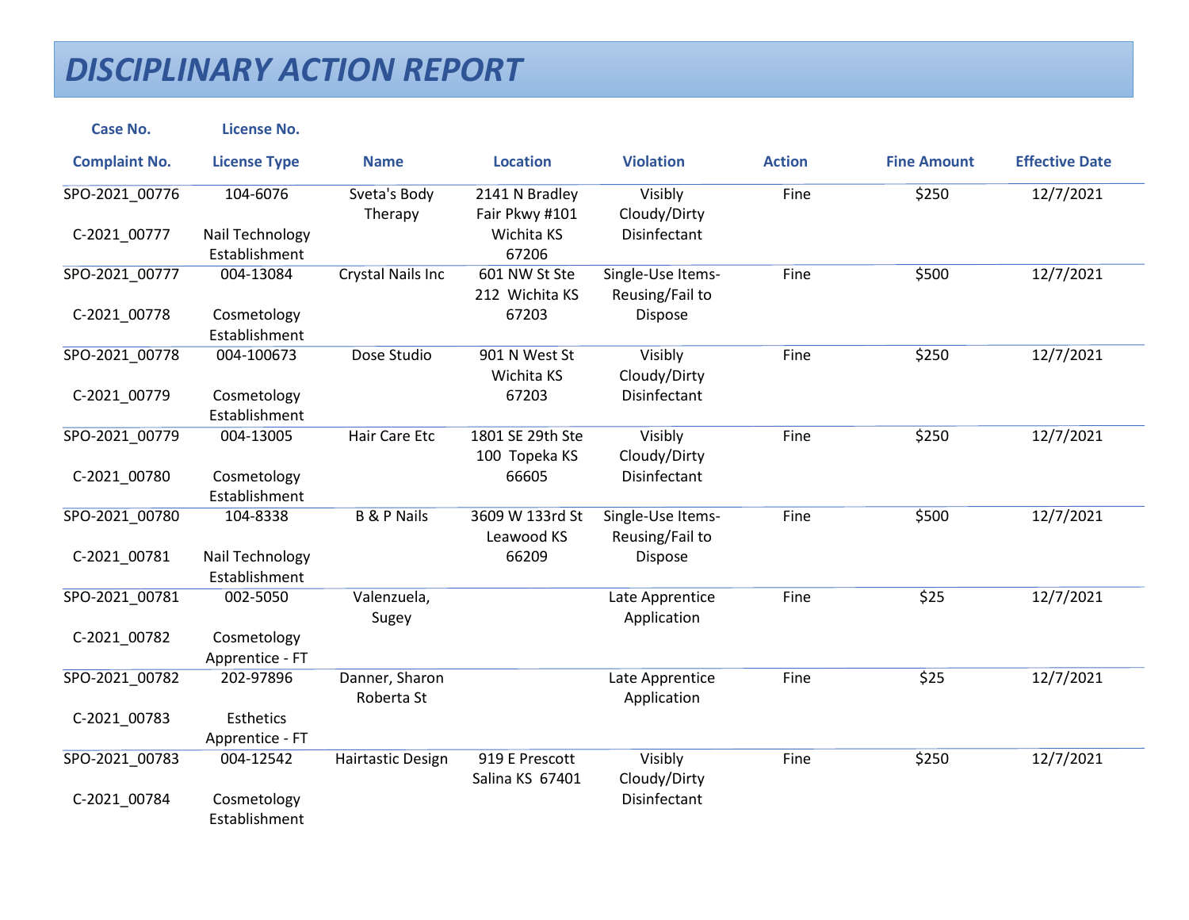# DISCIPLINARY ACTION REPORT

| Case No.<br>Complaint No. | License No.<br>License Type | Name | Location | Violation | Action | Fine Amount | Effective Date |
|---|---|---|---|---|---|---|---|
| SPO-2021_00776<br>C-2021_00777 | 104-6076<br>Nail Technology Establishment | Sveta's Body Therapy | 2141 N Bradley Fair Pkwy #101 Wichita KS 67206 | Visibly Cloudy/Dirty Disinfectant | Fine | $250 | 12/7/2021 |
| SPO-2021_00777<br>C-2021_00778 | 004-13084<br>Cosmetology Establishment | Crystal Nails Inc | 601 NW St Ste 212 Wichita KS 67203 | Single-Use Items-Reusing/Fail to Dispose | Fine | $500 | 12/7/2021 |
| SPO-2021_00778<br>C-2021_00779 | 004-100673<br>Cosmetology Establishment | Dose Studio | 901 N West St Wichita KS 67203 | Visibly Cloudy/Dirty Disinfectant | Fine | $250 | 12/7/2021 |
| SPO-2021_00779<br>C-2021_00780 | 004-13005<br>Cosmetology Establishment | Hair Care Etc | 1801 SE 29th Ste 100 Topeka KS 66605 | Visibly Cloudy/Dirty Disinfectant | Fine | $250 | 12/7/2021 |
| SPO-2021_00780<br>C-2021_00781 | 104-8338<br>Nail Technology Establishment | B & P Nails | 3609 W 133rd St Leawood KS 66209 | Single-Use Items-Reusing/Fail to Dispose | Fine | $500 | 12/7/2021 |
| SPO-2021_00781<br>C-2021_00782 | 002-5050<br>Cosmetology Apprentice - FT | Valenzuela, Sugey | | Late Apprentice Application | Fine | $25 | 12/7/2021 |
| SPO-2021_00782<br>C-2021_00783 | 202-97896<br>Esthetics Apprentice - FT | Danner, Sharon Roberta St | | Late Apprentice Application | Fine | $25 | 12/7/2021 |
| SPO-2021_00783<br>C-2021_00784 | 004-12542<br>Cosmetology Establishment | Hairtastic Design | 919 E Prescott Salina KS 67401 | Visibly Cloudy/Dirty Disinfectant | Fine | $250 | 12/7/2021 |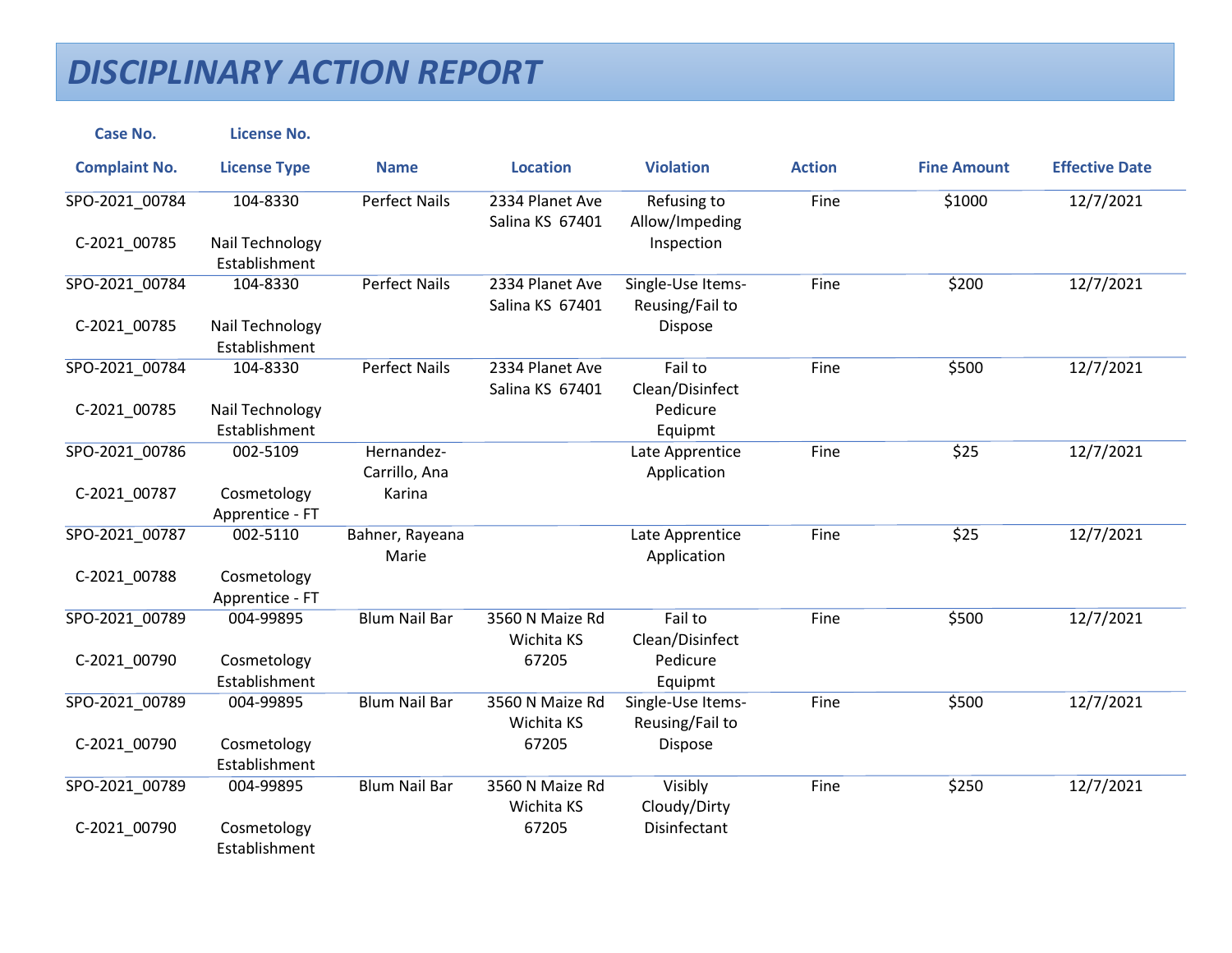# *DISCIPLINARY ACTION REPORT*

| Case No.<br>Complaint No. | License No.<br>License Type | Name | Location | Violation | Action | Fine Amount | Effective Date |
|---|---|---|---|---|---|---|---|
| SPO-2021_00784<br>C-2021_00785 | 104-8330<br>Nail Technology Establishment | Perfect Nails | 2334 Planet Ave Salina KS 67401 | Refusing to Allow/Impeding Inspection | Fine | $1000 | 12/7/2021 |
| SPO-2021_00784<br>C-2021_00785 | 104-8330<br>Nail Technology Establishment | Perfect Nails | 2334 Planet Ave Salina KS 67401 | Single-Use Items-Reusing/Fail to Dispose | Fine | $200 | 12/7/2021 |
| SPO-2021_00784<br>C-2021_00785 | 104-8330<br>Nail Technology Establishment | Perfect Nails | 2334 Planet Ave Salina KS 67401 | Fail to Clean/Disinfect Pedicure Equipmt | Fine | $500 | 12/7/2021 |
| SPO-2021_00786<br>C-2021_00787 | 002-5109<br>Cosmetology Apprentice - FT | Hernandez-Carrillo, Ana Karina | | Late Apprentice Application | Fine | $25 | 12/7/2021 |
| SPO-2021_00787<br>C-2021_00788 | 002-5110<br>Cosmetology Apprentice - FT | Bahner, Rayeana Marie | | Late Apprentice Application | Fine | $25 | 12/7/2021 |
| SPO-2021_00789<br>C-2021_00790 | 004-99895<br>Cosmetology Establishment | Blum Nail Bar | 3560 N Maize Rd Wichita KS 67205 | Fail to Clean/Disinfect Pedicure Equipmt | Fine | $500 | 12/7/2021 |
| SPO-2021_00789<br>C-2021_00790 | 004-99895<br>Cosmetology Establishment | Blum Nail Bar | 3560 N Maize Rd Wichita KS 67205 | Single-Use Items-Reusing/Fail to Dispose | Fine | $500 | 12/7/2021 |
| SPO-2021_00789<br>C-2021_00790 | 004-99895<br>Cosmetology Establishment | Blum Nail Bar | 3560 N Maize Rd Wichita KS 67205 | Visibly Cloudy/Dirty Disinfectant | Fine | $250 | 12/7/2021 |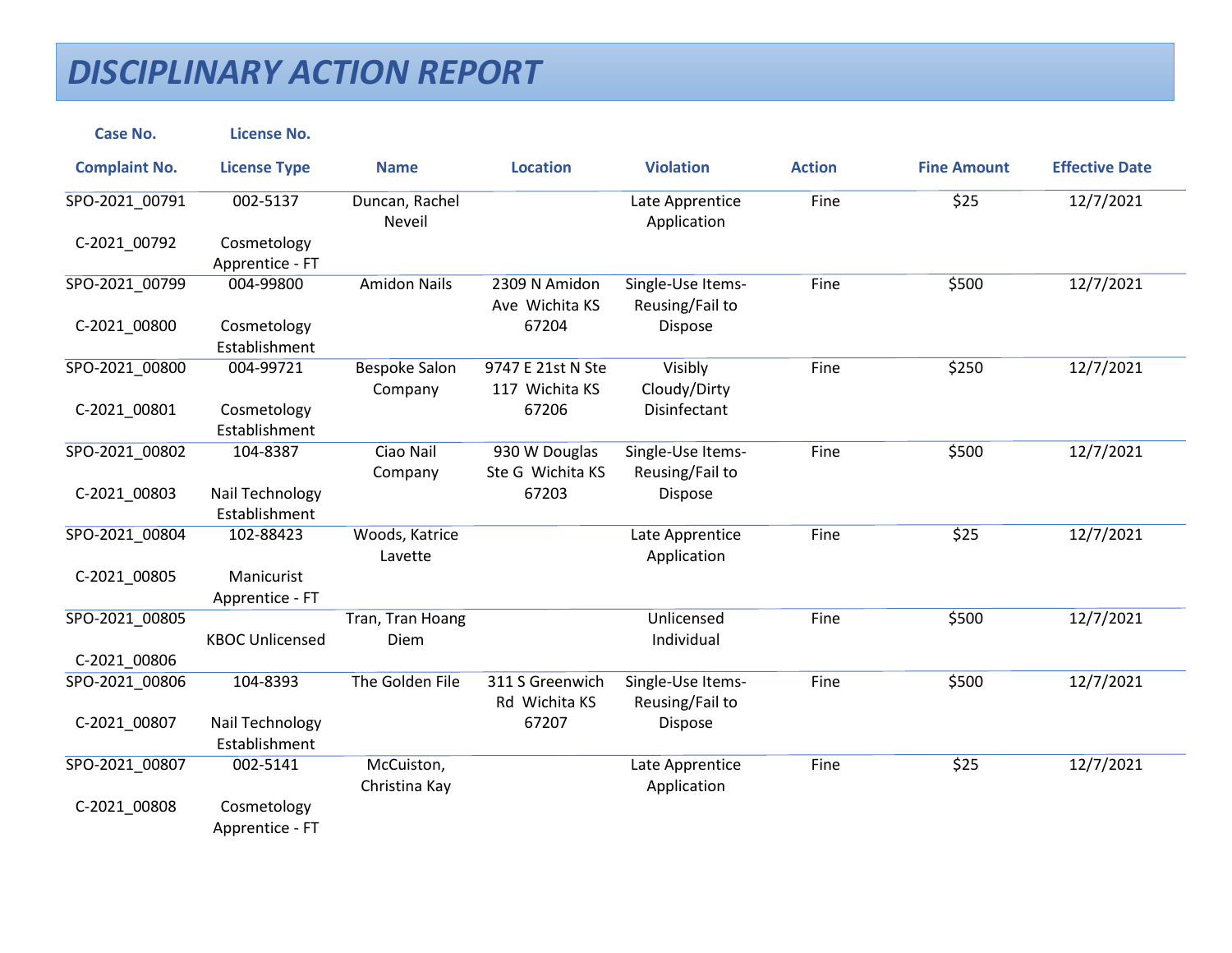# DISCIPLINARY ACTION REPORT

| Case No. / Complaint No. | License No. / License Type | Name | Location | Violation | Action | Fine Amount | Effective Date |
|---|---|---|---|---|---|---|---|
| SPO-2021_00791 C-2021_00792 | 002-5137 Cosmetology Apprentice - FT | Duncan, Rachel Neveil | | Late Apprentice Application | Fine | $25 | 12/7/2021 |
| SPO-2021_00799 C-2021_00800 | 004-99800 Cosmetology Establishment | Amidon Nails | 2309 N Amidon Ave Wichita KS 67204 | Single-Use Items-Reusing/Fail to Dispose | Fine | $500 | 12/7/2021 |
| SPO-2021_00800 C-2021_00801 | 004-99721 Cosmetology Establishment | Bespoke Salon Company | 9747 E 21st N Ste 117 Wichita KS 67206 | Visibly Cloudy/Dirty Disinfectant | Fine | $250 | 12/7/2021 |
| SPO-2021_00802 C-2021_00803 | 104-8387 Nail Technology Establishment | Ciao Nail Company | 930 W Douglas Ste G Wichita KS 67203 | Single-Use Items-Reusing/Fail to Dispose | Fine | $500 | 12/7/2021 |
| SPO-2021_00804 C-2021_00805 | 102-88423 Manicurist Apprentice - FT | Woods, Katrice Lavette | | Late Apprentice Application | Fine | $25 | 12/7/2021 |
| SPO-2021_00805 C-2021_00806 | KBOC Unlicensed | Tran, Tran Hoang Diem | | Unlicensed Individual | Fine | $500 | 12/7/2021 |
| SPO-2021_00806 C-2021_00807 | 104-8393 Nail Technology Establishment | The Golden File | 311 S Greenwich Rd Wichita KS 67207 | Single-Use Items-Reusing/Fail to Dispose | Fine | $500 | 12/7/2021 |
| SPO-2021_00807 C-2021_00808 | 002-5141 Cosmetology Apprentice - FT | McCuiston, Christina Kay | | Late Apprentice Application | Fine | $25 | 12/7/2021 |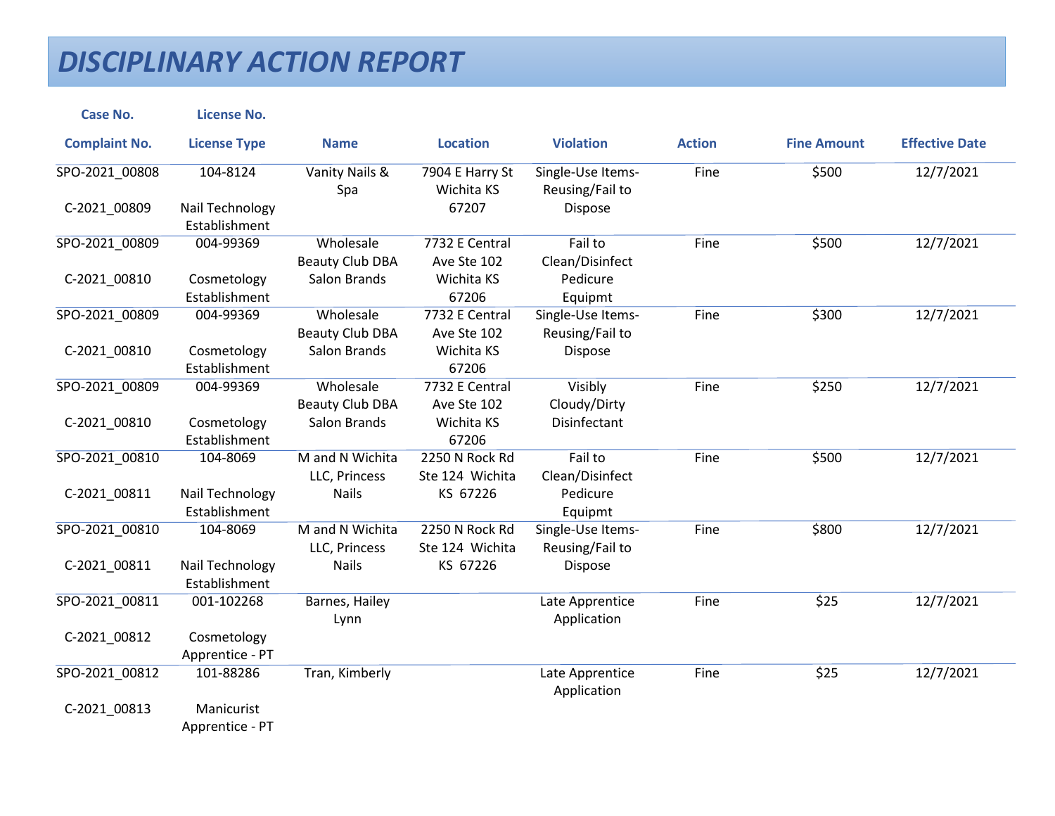# DISCIPLINARY ACTION REPORT

| Case No. / Complaint No. | License No. / License Type | Name | Location | Violation | Action | Fine Amount | Effective Date |
|---|---|---|---|---|---|---|---|
| SPO-2021_00808 / C-2021_00809 | 104-8124 / Nail Technology Establishment | Vanity Nails & Spa | 7904 E Harry St Wichita KS 67207 | Single-Use Items-Reusing/Fail to Dispose | Fine | $500 | 12/7/2021 |
| SPO-2021_00809 / C-2021_00810 | 004-99369 / Cosmetology Establishment | Wholesale Beauty Club DBA Salon Brands | 7732 E Central Ave Ste 102 Wichita KS 67206 | Fail to Clean/Disinfect Pedicure Equipmt | Fine | $500 | 12/7/2021 |
| SPO-2021_00809 / C-2021_00810 | 004-99369 / Cosmetology Establishment | Wholesale Beauty Club DBA Salon Brands | 7732 E Central Ave Ste 102 Wichita KS 67206 | Single-Use Items-Reusing/Fail to Dispose | Fine | $300 | 12/7/2021 |
| SPO-2021_00809 / C-2021_00810 | 004-99369 / Cosmetology Establishment | Wholesale Beauty Club DBA Salon Brands | 7732 E Central Ave Ste 102 Wichita KS 67206 | Visibly Cloudy/Dirty Disinfectant | Fine | $250 | 12/7/2021 |
| SPO-2021_00810 / C-2021_00811 | 104-8069 / Nail Technology Establishment | M and N Wichita LLC, Princess Nails | 2250 N Rock Rd Ste 124 Wichita KS 67226 | Fail to Clean/Disinfect Pedicure Equipmt | Fine | $500 | 12/7/2021 |
| SPO-2021_00810 / C-2021_00811 | 104-8069 / Nail Technology Establishment | M and N Wichita LLC, Princess Nails | 2250 N Rock Rd Ste 124 Wichita KS 67226 | Single-Use Items-Reusing/Fail to Dispose | Fine | $800 | 12/7/2021 |
| SPO-2021_00811 / C-2021_00812 | 001-102268 / Cosmetology Apprentice - PT | Barnes, Hailey Lynn | | Late Apprentice Application | Fine | $25 | 12/7/2021 |
| SPO-2021_00812 / C-2021_00813 | 101-88286 / Manicurist Apprentice - PT | Tran, Kimberly | | Late Apprentice Application | Fine | $25 | 12/7/2021 |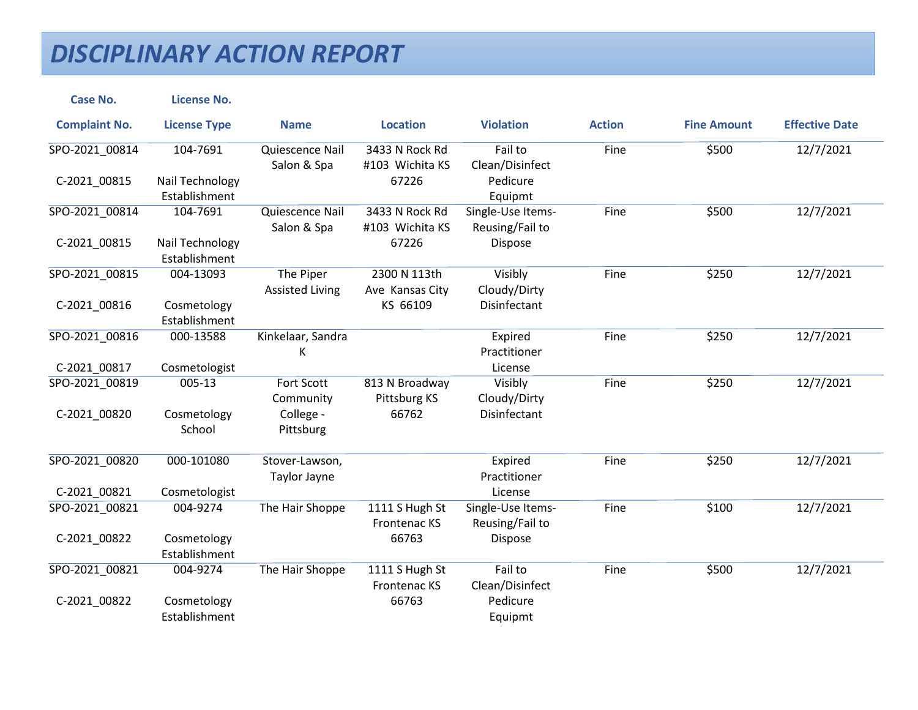# DISCIPLINARY ACTION REPORT

| Case No. / Complaint No. | License No. / License Type | Name | Location | Violation | Action | Fine Amount | Effective Date |
|---|---|---|---|---|---|---|---|
| SPO-2021_00814 C-2021_00815 | 104-7691 Nail Technology Establishment | Quiescence Nail Salon & Spa | 3433 N Rock Rd #103 Wichita KS 67226 | Fail to Clean/Disinfect Pedicure Equipmt | Fine | $500 | 12/7/2021 |
| SPO-2021_00814 C-2021_00815 | 104-7691 Nail Technology Establishment | Quiescence Nail Salon & Spa | 3433 N Rock Rd #103 Wichita KS 67226 | Single-Use Items-Reusing/Fail to Dispose | Fine | $500 | 12/7/2021 |
| SPO-2021_00815 C-2021_00816 | 004-13093 Cosmetology Establishment | The Piper Assisted Living | 2300 N 113th Ave Kansas City KS 66109 | Visibly Cloudy/Dirty Disinfectant | Fine | $250 | 12/7/2021 |
| SPO-2021_00816 C-2021_00817 | 000-13588 Cosmetologist | Kinkelaar, Sandra K | | Expired Practitioner License | Fine | $250 | 12/7/2021 |
| SPO-2021_00819 C-2021_00820 | 005-13 Cosmetology School | Fort Scott Community College - Pittsburg | 813 N Broadway Pittsburg KS 66762 | Visibly Cloudy/Dirty Disinfectant | Fine | $250 | 12/7/2021 |
| SPO-2021_00820 C-2021_00821 | 000-101080 Cosmetologist | Stover-Lawson, Taylor Jayne | | Expired Practitioner License | Fine | $250 | 12/7/2021 |
| SPO-2021_00821 C-2021_00822 | 004-9274 Cosmetology Establishment | The Hair Shoppe | 1111 S Hugh St Frontenac KS 66763 | Single-Use Items-Reusing/Fail to Dispose | Fine | $100 | 12/7/2021 |
| SPO-2021_00821 C-2021_00822 | 004-9274 Cosmetology Establishment | The Hair Shoppe | 1111 S Hugh St Frontenac KS 66763 | Fail to Clean/Disinfect Pedicure Equipmt | Fine | $500 | 12/7/2021 |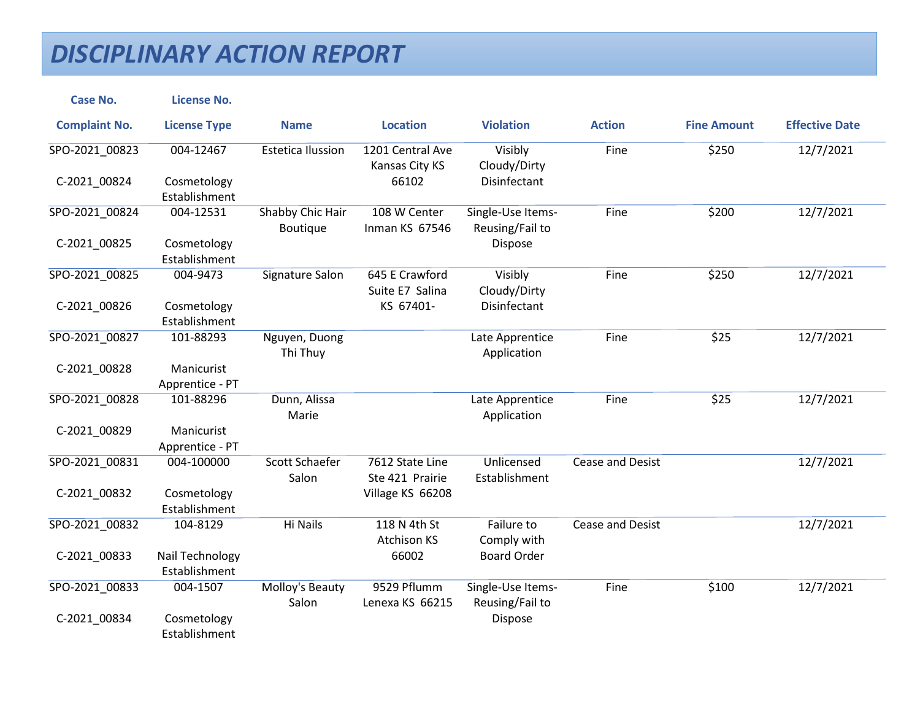# DISCIPLINARY ACTION REPORT

| Case No. / Complaint No. | License No. / License Type | Name | Location | Violation | Action | Fine Amount | Effective Date |
|---|---|---|---|---|---|---|---|
| SPO-2021_00823 C-2021_00824 | 004-12467 Cosmetology Establishment | Estetica Ilussion | 1201 Central Ave Kansas City KS 66102 | Visibly Cloudy/Dirty Disinfectant | Fine | $250 | 12/7/2021 |
| SPO-2021_00824 C-2021_00825 | 004-12531 Cosmetology Establishment | Shabby Chic Hair Boutique | 108 W Center Inman KS 67546 | Single-Use Items-Reusing/Fail to Dispose | Fine | $200 | 12/7/2021 |
| SPO-2021_00825 C-2021_00826 | 004-9473 Cosmetology Establishment | Signature Salon | 645 E Crawford Suite E7 Salina KS 67401- | Visibly Cloudy/Dirty Disinfectant | Fine | $250 | 12/7/2021 |
| SPO-2021_00827 C-2021_00828 | 101-88293 Manicurist Apprentice - PT | Nguyen, Duong Thi Thuy | | Late Apprentice Application | Fine | $25 | 12/7/2021 |
| SPO-2021_00828 C-2021_00829 | 101-88296 Manicurist Apprentice - PT | Dunn, Alissa Marie | | Late Apprentice Application | Fine | $25 | 12/7/2021 |
| SPO-2021_00831 C-2021_00832 | 004-100000 Cosmetology Establishment | Scott Schaefer Salon | 7612 State Line Ste 421 Prairie Village KS 66208 | Unlicensed Establishment | Cease and Desist | | 12/7/2021 |
| SPO-2021_00832 C-2021_00833 | 104-8129 Nail Technology Establishment | Hi Nails | 118 N 4th St Atchison KS 66002 | Failure to Comply with Board Order | Cease and Desist | | 12/7/2021 |
| SPO-2021_00833 C-2021_00834 | 004-1507 Cosmetology Establishment | Molloy's Beauty Salon | 9529 Pflumm Lenexa KS 66215 | Single-Use Items-Reusing/Fail to Dispose | Fine | $100 | 12/7/2021 |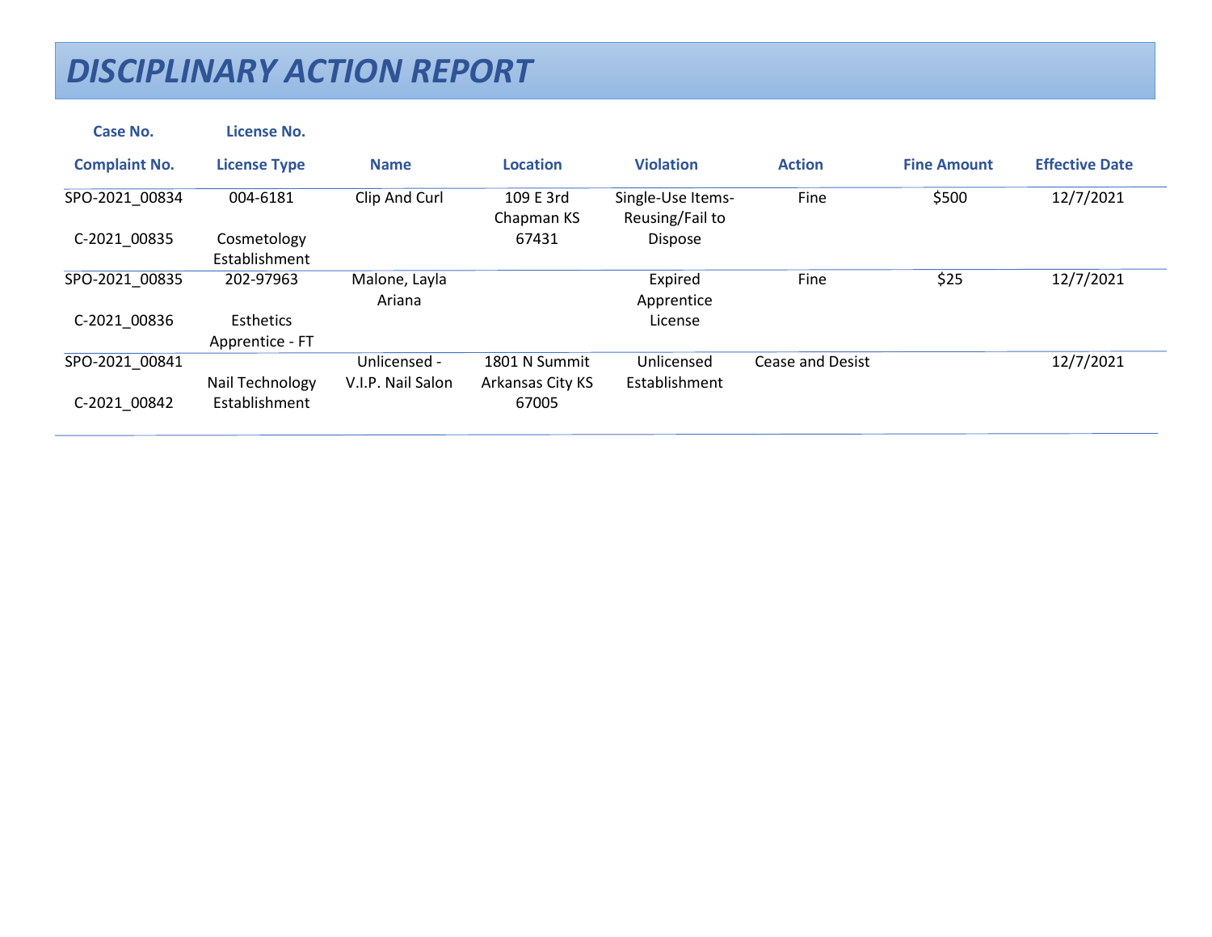# DISCIPLINARY ACTION REPORT

| Case No. / Complaint No. | License No. / License Type | Name | Location | Violation | Action | Fine Amount | Effective Date |
|---|---|---|---|---|---|---|---|
| SPO-2021_00834 C-2021_00835 | 004-6181 Cosmetology Establishment | Clip And Curl | 109 E 3rd Chapman KS 67431 | Single-Use Items-Reusing/Fail to Dispose | Fine | $500 | 12/7/2021 |
| SPO-2021_00835 C-2021_00836 | 202-97963 Esthetics Apprentice - FT | Malone, Layla Ariana | | Expired Apprentice License | Fine | $25 | 12/7/2021 |
| SPO-2021_00841 C-2021_00842 | Nail Technology Establishment | Unlicensed - V.I.P. Nail Salon | 1801 N Summit Arkansas City KS 67005 | Unlicensed Establishment | Cease and Desist | | 12/7/2021 |